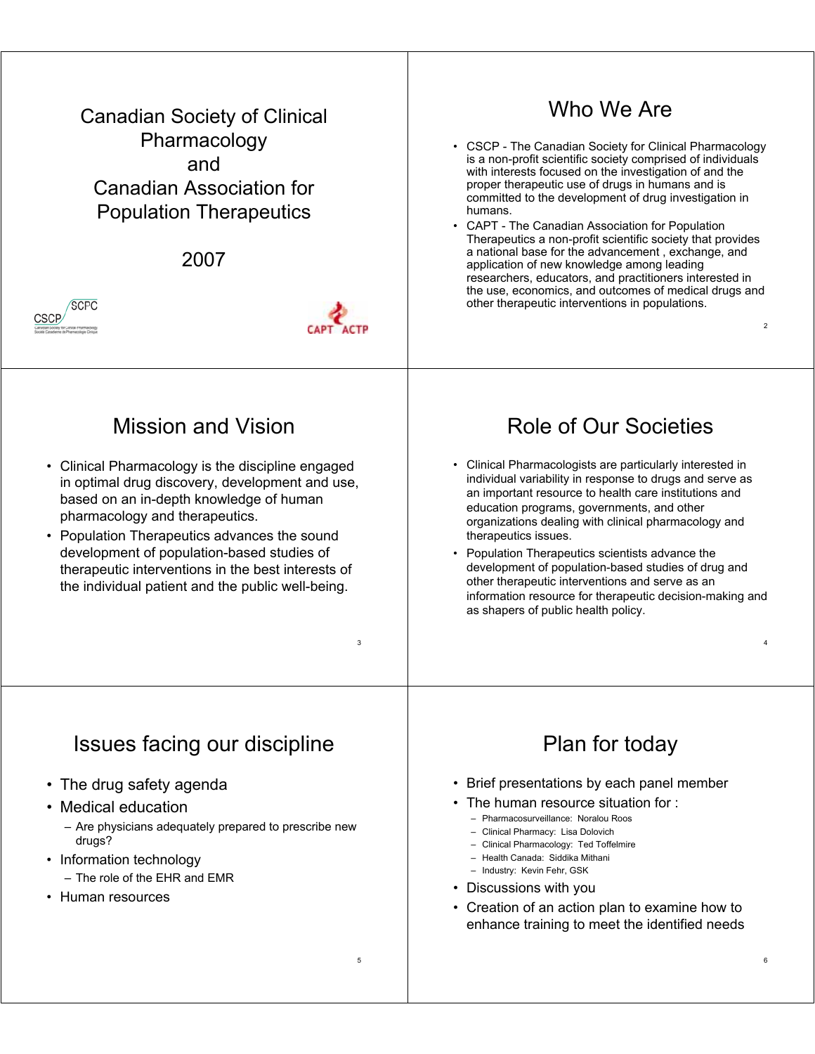# Canadian Society of Clinical Pharmacology and Canadian Association for Population Therapeutics

2007

CSCP SCPC

CAPT ACTP

## Who We Are

- CSCP - The Canadian Society for Clinical Pharmacology is a non-profit scientific society comprised of individuals with interests focused on the investigation of and the proper therapeutic use of drugs in humans and is committed to the development of drug investigation in humans.
- CAPT - The Canadian Association for Population Therapeutics a non-profit scientific society that provides a national base for the advancement , exchange, and application of new knowledge among leading researchers, educators, and practitioners interested in the use, economics, and outcomes of medical drugs and other therapeutic interventions in populations.

## Mission and Vision

- Clinical Pharmacology is the discipline engaged in optimal drug discovery, development and use, based on an in-depth knowledge of human pharmacology and therapeutics.
- Population Therapeutics advances the sound development of population-based studies of therapeutic interventions in the best interests of the individual patient and the public well-being.

## Role of Our Societies

- Clinical Pharmacologists are particularly interested in individual variability in response to drugs and serve as an important resource to health care institutions and education programs, governments, and other organizations dealing with clinical pharmacology and therapeutics issues.
- Population Therapeutics scientists advance the development of population-based studies of drug and other therapeutic interventions and serve as an information resource for therapeutic decision-making and as shapers of public health policy.

## Issues facing our discipline

- The drug safety agenda
- Medical education
  - Are physicians adequately prepared to prescribe new drugs?
- Information technology
  - The role of the EHR and EMR
- Human resources

## Plan for today

- Brief presentations by each panel member
- The human resource situation for :
  - Pharmacosurveillance: Noralou Roos
  - Clinical Pharmacy: Lisa Dolovich
  - Clinical Pharmacology: Ted Toffelmire
  - Health Canada: Siddika Mithani
  - Industry: Kevin Fehr, GSK
- Discussions with you
- Creation of an action plan to examine how to enhance training to meet the identified needs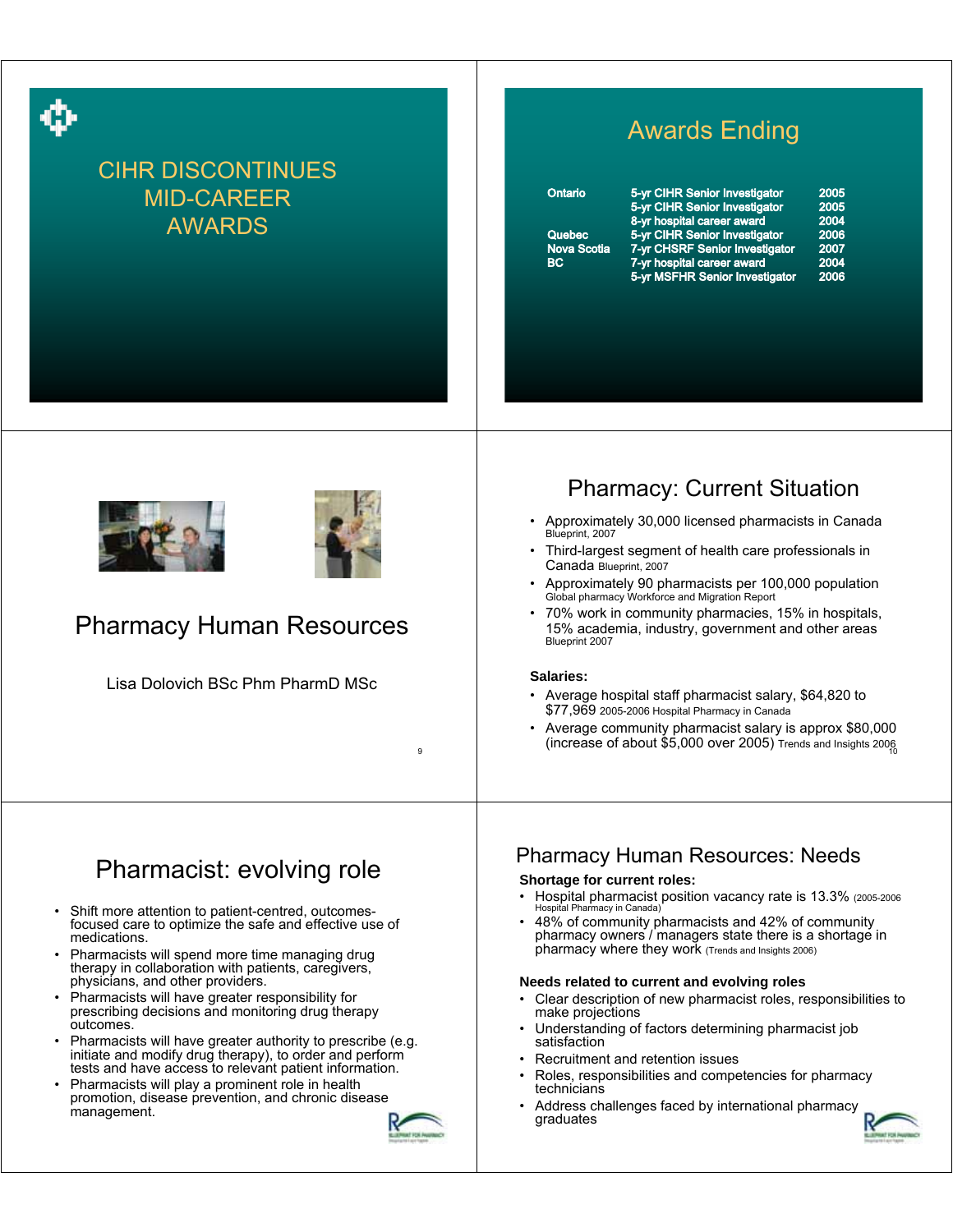# CIHR DISCONTINUES MID-CAREER AWARDS

## Awards Ending

| | | |
|---|---|---|
| Ontario | 5-yr CIHR Senior Investigator | 2005 |
| | 5-yr CIHR Senior Investigator | 2005 |
| | 8-yr hospital career award | 2004 |
| Quebec | 5-yr CIHR Senior Investigator | 2006 |
| Nova Scotia | 7-yr CHSRF Senior Investigator | 2007 |
| BC | 7-yr hospital career award | 2004 |
| | 5-yr MSFHR Senior Investigator | 2006 |

# Pharmacy Human Resources

Lisa Dolovich BSc Phm PharmD MSc

## Pharmacy: Current Situation

- Approximately 30,000 licensed pharmacists in Canada Blueprint, 2007
- Third-largest segment of health care professionals in Canada Blueprint, 2007
- Approximately 90 pharmacists per 100,000 population Global pharmacy Workforce and Migration Report
- 70% work in community pharmacies, 15% in hospitals, 15% academia, industry, government and other areas Blueprint 2007

**Salaries:**

- Average hospital staff pharmacist salary, $64,820 to $77,969 2005-2006 Hospital Pharmacy in Canada
- Average community pharmacist salary is approx $80,000 (increase of about $5,000 over 2005) Trends and Insights 2006

## Pharmacist: evolving role

- Shift more attention to patient-centred, outcomes-focused care to optimize the safe and effective use of medications.
- Pharmacists will spend more time managing drug therapy in collaboration with patients, caregivers, physicians, and other providers.
- Pharmacists will have greater responsibility for prescribing decisions and monitoring drug therapy outcomes.
- Pharmacists will have greater authority to prescribe (e.g. initiate and modify drug therapy), to order and perform tests and have access to relevant patient information.
- Pharmacists will play a prominent role in health promotion, disease prevention, and chronic disease management.

## Pharmacy Human Resources: Needs

**Shortage for current roles:**

- Hospital pharmacist position vacancy rate is 13.3% (2005-2006 Hospital Pharmacy in Canada)
- 48% of community pharmacists and 42% of community pharmacy owners / managers state there is a shortage in pharmacy where they work (Trends and Insights 2006)

**Needs related to current and evolving roles**

- Clear description of new pharmacist roles, responsibilities to make projections
- Understanding of factors determining pharmacist job satisfaction
- Recruitment and retention issues
- Roles, responsibilities and competencies for pharmacy technicians
- Address challenges faced by international pharmacy graduates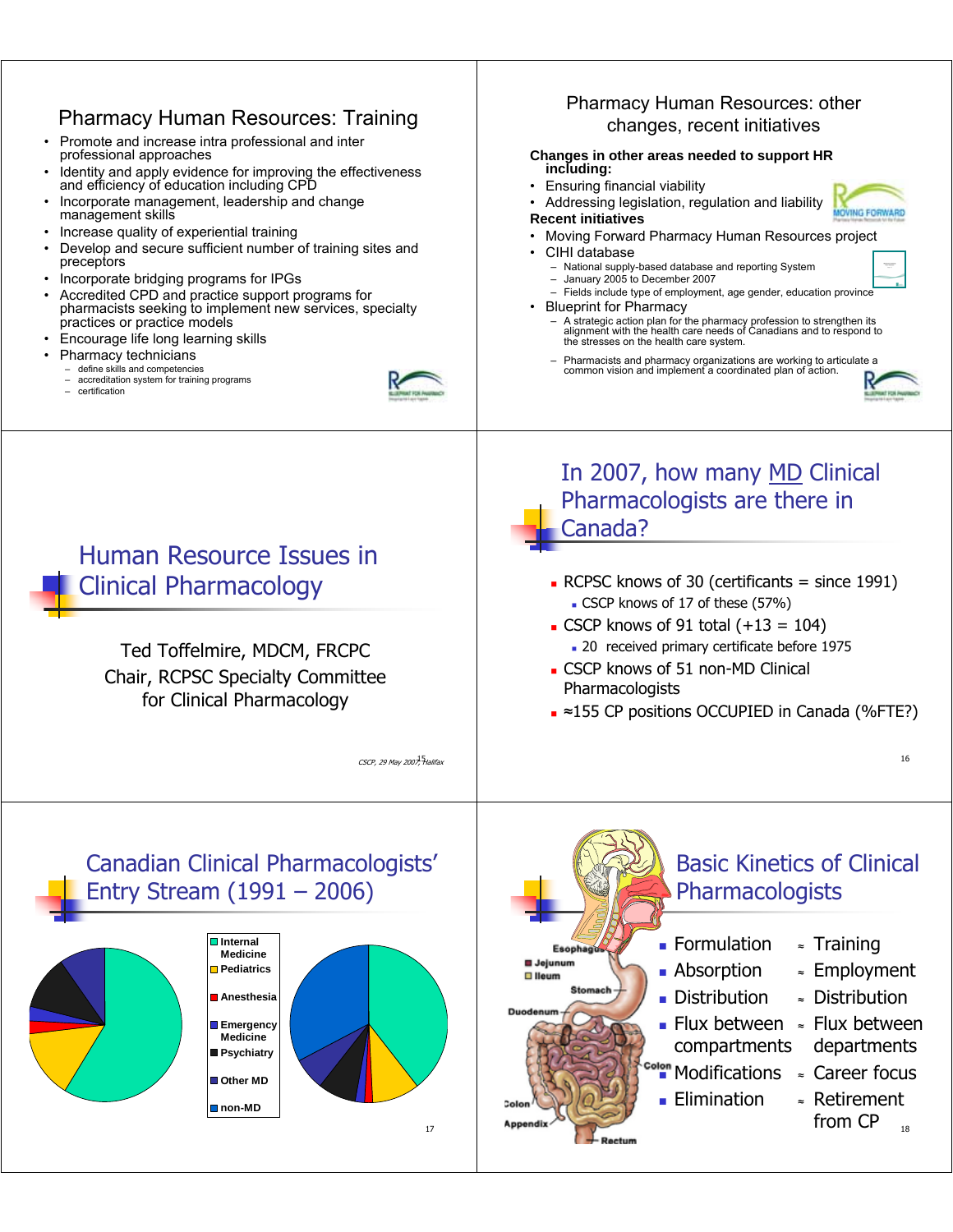## Pharmacy Human Resources: Training

- Promote and increase intra professional and inter professional approaches
- Identity and apply evidence for improving the effectiveness and efficiency of education including CPD
- Incorporate management, leadership and change management skills
- Increase quality of experiential training
- Develop and secure sufficient number of training sites and preceptors
- Incorporate bridging programs for IPGs
- Accredited CPD and practice support programs for pharmacists seeking to implement new services, specialty practices or practice models
- Encourage life long learning skills
- Pharmacy technicians
  - define skills and competencies
  - accreditation system for training programs
  - certification

## Pharmacy Human Resources: other changes, recent initiatives

**Changes in other areas needed to support HR including:**

- Ensuring financial viability
- Addressing legislation, regulation and liability

**Recent initiatives**

- Moving Forward Pharmacy Human Resources project
- CIHI database
  - National supply-based database and reporting System
  - January 2005 to December 2007
  - Fields include type of employment, age gender, education province
- Blueprint for Pharmacy
  - A strategic action plan for the pharmacy profession to strengthen its alignment with the health care needs of Canadians and to respond to the stresses on the health care system.
  - Pharmacists and pharmacy organizations are working to articulate a common vision and implement a coordinated plan of action.

## Human Resource Issues in Clinical Pharmacology

Ted Toffelmire, MDCM, FRCPC
Chair, RCPSC Specialty Committee for Clinical Pharmacology

*CSCP, 29 May 2007, Halifax*

## In 2007, how many MD Clinical Pharmacologists are there in Canada?

- RCPSC knows of 30 (certificants = since 1991)
  - CSCP knows of 17 of these (57%)
- CSCP knows of 91 total (+13 = 104)
  - 20 received primary certificate before 1975
- CSCP knows of 51 non-MD Clinical Pharmacologists
- ≈155 CP positions OCCUPIED in Canada (%FTE?)

## Canadian Clinical Pharmacologists' Entry Stream (1991 – 2006)

Legend: Internal Medicine, Pediatrics, Anesthesia, Emergency Medicine, Psychiatry, Other MD, non-MD

## Basic Kinetics of Clinical Pharmacologists

| | |
|---|---|
| Formulation | ≈ Training |
| Absorption | ≈ Employment |
| Distribution | ≈ Distribution |
| Flux between compartments | ≈ Flux between departments |
| Modifications | ≈ Career focus |
| Elimination | ≈ Retirement from CP |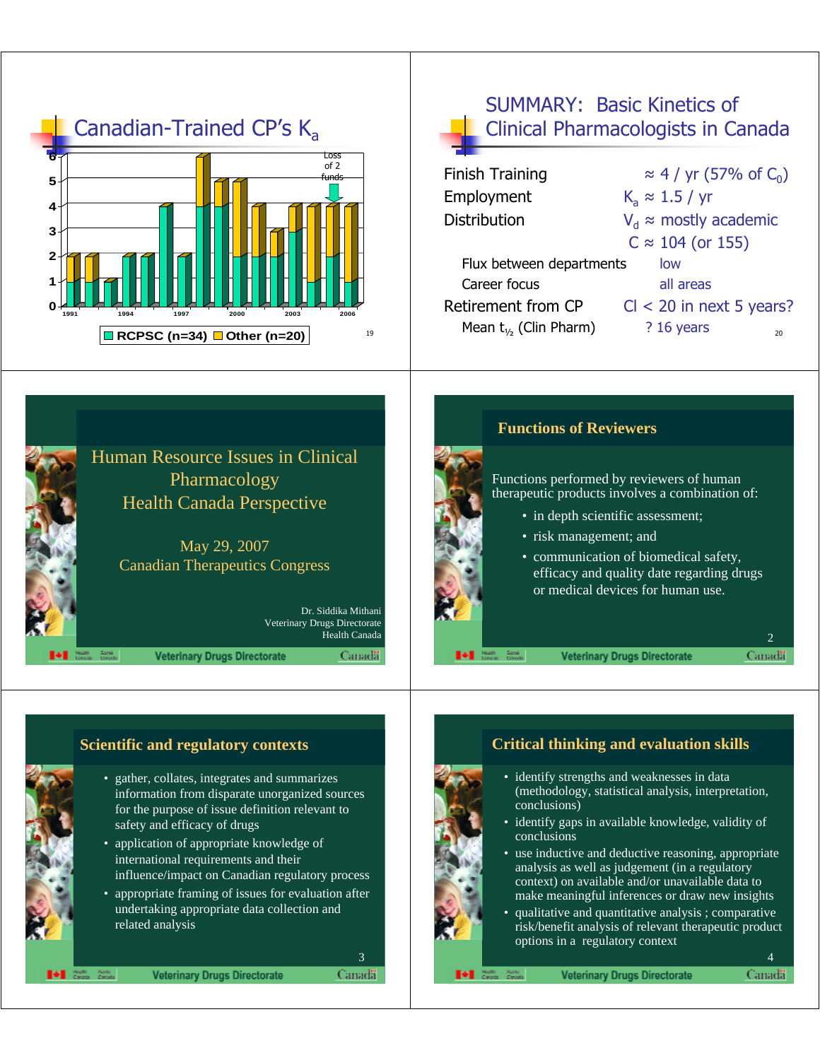## Canadian-Trained CP's $K_a$

Chart: years 1991–2006, y-axis 0–6. Annotation: "Loss of 2 funds"

Legend: RCPSC (n=34) | Other (n=20)

## SUMMARY: Basic Kinetics of Clinical Pharmacologists in Canada

| | |
|---|---|
| Finish Training | ≈ 4 / yr (57% of $C_0$) |
| Employment | $K_a$ ≈ 1.5 / yr |
| Distribution | $V_d$ ≈ mostly academic |
| | C ≈ 104 (or 155) |
| Flux between departments | low |
| Career focus | all areas |
| Retirement from CP | Cl < 20 in next 5 years? |
| Mean $t_{½}$ (Clin Pharm) | ? 16 years |

## Human Resource Issues in Clinical Pharmacology Health Canada Perspective

May 29, 2007

Canadian Therapeutics Congress

Dr. Siddika Mithani
Veterinary Drugs Directorate
Health Canada

## Functions of Reviewers

Functions performed by reviewers of human therapeutic products involves a combination of:

- in depth scientific assessment;
- risk management; and
- communication of biomedical safety, efficacy and quality date regarding drugs or medical devices for human use.

## Scientific and regulatory contexts

- gather, collates, integrates and summarizes information from disparate unorganized sources for the purpose of issue definition relevant to safety and efficacy of drugs
- application of appropriate knowledge of international requirements and their influence/impact on Canadian regulatory process
- appropriate framing of issues for evaluation after undertaking appropriate data collection and related analysis

## Critical thinking and evaluation skills

- identify strengths and weaknesses in data (methodology, statistical analysis, interpretation, conclusions)
- identify gaps in available knowledge, validity of conclusions
- use inductive and deductive reasoning, appropriate analysis as well as judgement (in a regulatory context) on available and/or unavailable data to make meaningful inferences or draw new insights
- qualitative and quantitative analysis ; comparative risk/benefit analysis of relevant therapeutic product options in a regulatory context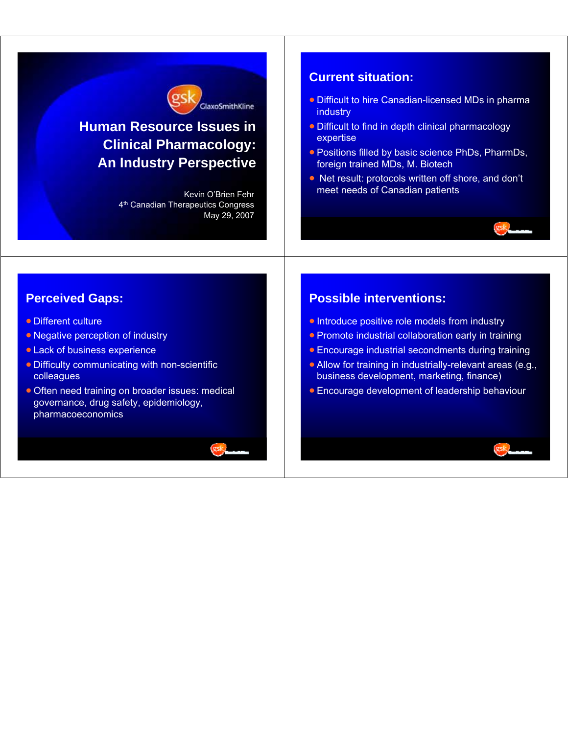# Human Resource Issues in Clinical Pharmacology: An Industry Perspective

Kevin O'Brien Fehr
4th Canadian Therapeutics Congress
May 29, 2007

## Current situation:

- Difficult to hire Canadian-licensed MDs in pharma industry
- Difficult to find in depth clinical pharmacology expertise
- Positions filled by basic science PhDs, PharmDs, foreign trained MDs, M. Biotech
- Net result: protocols written off shore, and don't meet needs of Canadian patients

## Perceived Gaps:

- Different culture
- Negative perception of industry
- Lack of business experience
- Difficulty communicating with non-scientific colleagues
- Often need training on broader issues: medical governance, drug safety, epidemiology, pharmacoeconomics

## Possible interventions:

- Introduce positive role models from industry
- Promote industrial collaboration early in training
- Encourage industrial secondments during training
- Allow for training in industrially-relevant areas (e.g., business development, marketing, finance)
- Encourage development of leadership behaviour